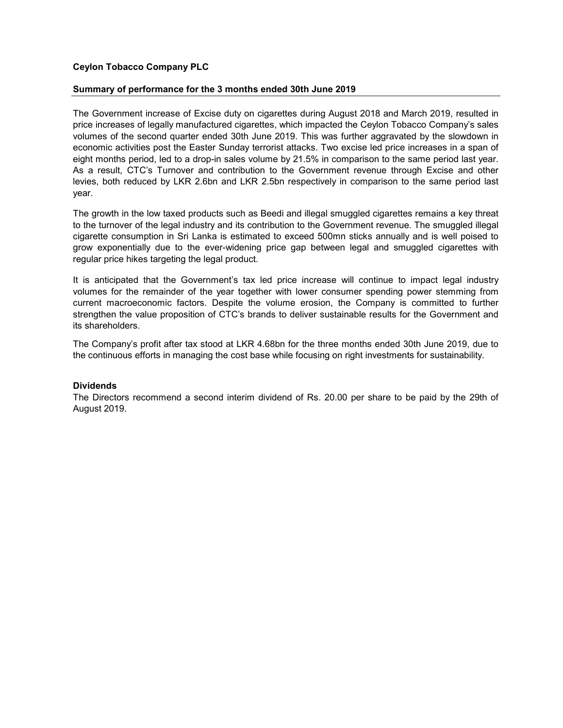**Ceylon Tobacco Company PLC**

**Summary of performance for the 3 months ended 30th June 2019**

The Government increase of Excise duty on cigarettes during August 2018 and March 2019, resulted in price increases of legally manufactured cigarettes, which impacted the Ceylon Tobacco Company's sales volumes of the second quarter ended 30th June 2019. This was further aggravated by the slowdown in economic activities post the Easter Sunday terrorist attacks. Two excise led price increases in a span of eight months period, led to a drop-in sales volume by 21.5% in comparison to the same period last year. As a result, CTC's Turnover and contribution to the Government revenue through Excise and other levies, both reduced by LKR 2.6bn and LKR 2.5bn respectively in comparison to the same period last year.

The growth in the low taxed products such as Beedi and illegal smuggled cigarettes remains a key threat to the turnover of the legal industry and its contribution to the Government revenue. The smuggled illegal cigarette consumption in Sri Lanka is estimated to exceed 500mn sticks annually and is well poised to grow exponentially due to the ever-widening price gap between legal and smuggled cigarettes with regular price hikes targeting the legal product.

It is anticipated that the Government's tax led price increase will continue to impact legal industry volumes for the remainder of the year together with lower consumer spending power stemming from current macroeconomic factors. Despite the volume erosion, the Company is committed to further strengthen the value proposition of CTC's brands to deliver sustainable results for the Government and its shareholders.

The Company's profit after tax stood at LKR 4.68bn for the three months ended 30th June 2019, due to the continuous efforts in managing the cost base while focusing on right investments for sustainability.

**Dividends**

The Directors recommend a second interim dividend of Rs. 20.00 per share to be paid by the 29th of August 2019.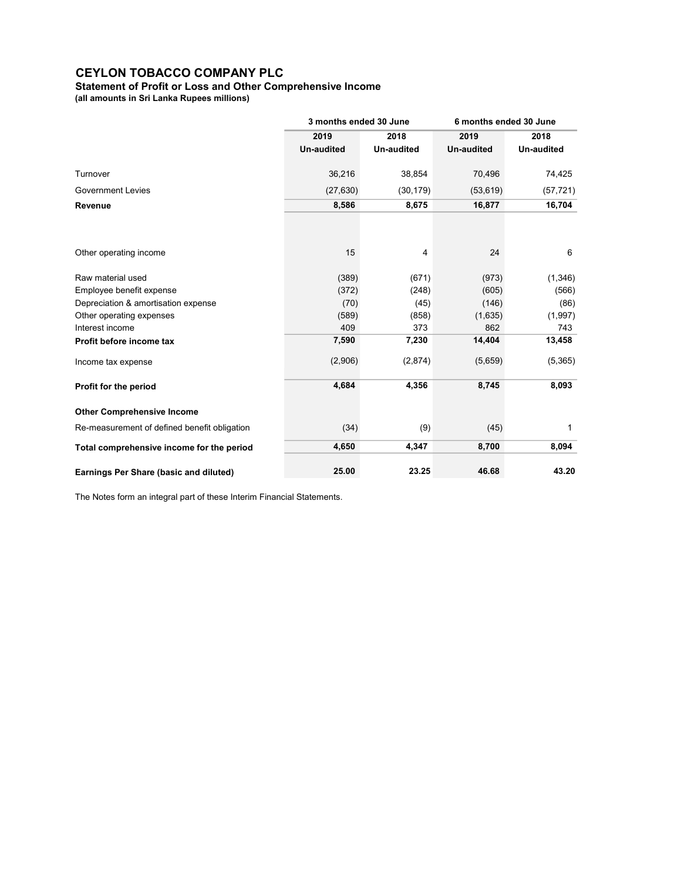# CEYLON TOBACCO COMPANY PLC

**Statement of Profit or Loss and Other Comprehensive Income**
**(all amounts in Sri Lanka Rupees millions)**

| | 3 months ended 30 June | | 6 months ended 30 June | |
|---|---|---|---|---|
| | 2019 Un-audited | 2018 Un-audited | 2019 Un-audited | 2018 Un-audited |
| Turnover | 36,216 | 38,854 | 70,496 | 74,425 |
| Government Levies | (27,630) | (30,179) | (53,619) | (57,721) |
| **Revenue** | **8,586** | **8,675** | **16,877** | **16,704** |
| Other operating income | 15 | 4 | 24 | 6 |
| Raw material used | (389) | (671) | (973) | (1,346) |
| Employee benefit expense | (372) | (248) | (605) | (566) |
| Depreciation & amortisation expense | (70) | (45) | (146) | (86) |
| Other operating expenses | (589) | (858) | (1,635) | (1,997) |
| Interest income | 409 | 373 | 862 | 743 |
| **Profit before income tax** | **7,590** | **7,230** | **14,404** | **13,458** |
| Income tax expense | (2,906) | (2,874) | (5,659) | (5,365) |
| **Profit for the period** | **4,684** | **4,356** | **8,745** | **8,093** |
| **Other Comprehensive Income** | | | | |
| Re-measurement of defined benefit obligation | (34) | (9) | (45) | 1 |
| **Total comprehensive income for the period** | **4,650** | **4,347** | **8,700** | **8,094** |
| **Earnings Per Share (basic and diluted)** | **25.00** | **23.25** | **46.68** | **43.20** |

The Notes form an integral part of these Interim Financial Statements.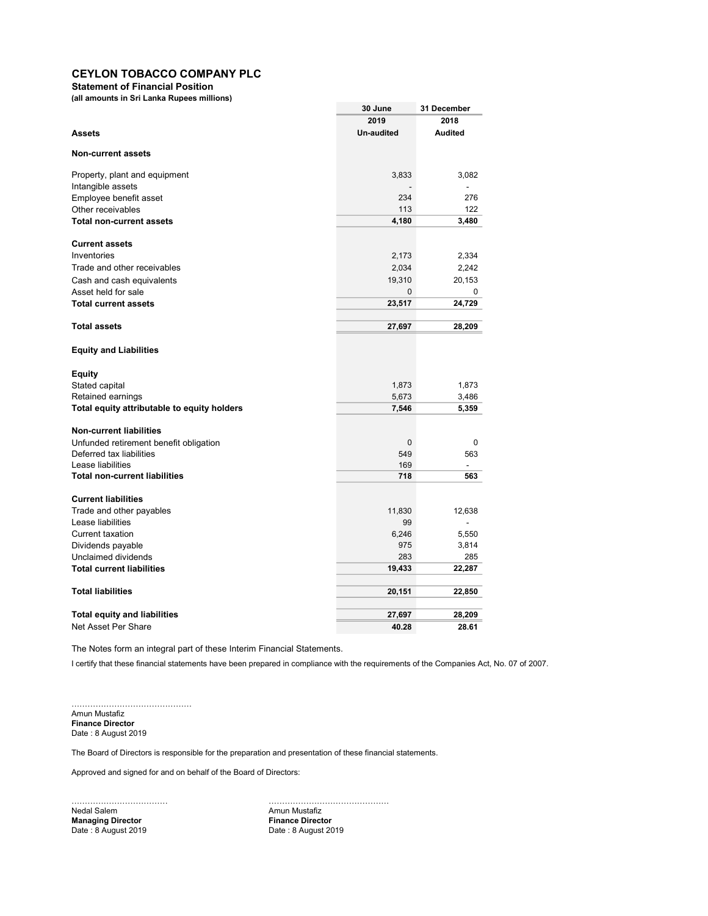# CEYLON TOBACCO COMPANY PLC

## Statement of Financial Position

**(all amounts in Sri Lanka Rupees millions)**

| | 30 June 2019 Un-audited | 31 December 2018 Audited |
|---|---|---|
| **Assets** | | |
| **Non-current assets** | | |
| Property, plant and equipment | 3,833 | 3,082 |
| Intangible assets | - | - |
| Employee benefit asset | 234 | 276 |
| Other receivables | 113 | 122 |
| **Total non-current assets** | **4,180** | **3,480** |
| **Current assets** | | |
| Inventories | 2,173 | 2,334 |
| Trade and other receivables | 2,034 | 2,242 |
| Cash and cash equivalents | 19,310 | 20,153 |
| Asset held for sale | 0 | 0 |
| **Total current assets** | **23,517** | **24,729** |
| **Total assets** | **27,697** | **28,209** |
| **Equity and Liabilities** | | |
| **Equity** | | |
| Stated capital | 1,873 | 1,873 |
| Retained earnings | 5,673 | 3,486 |
| **Total equity attributable to equity holders** | **7,546** | **5,359** |
| **Non-current liabilities** | | |
| Unfunded retirement benefit obligation | 0 | 0 |
| Deferred tax liabilities | 549 | 563 |
| Lease liabilities | 169 | - |
| **Total non-current liabilities** | **718** | **563** |
| **Current liabilities** | | |
| Trade and other payables | 11,830 | 12,638 |
| Lease liabilities | 99 | - |
| Current taxation | 6,246 | 5,550 |
| Dividends payable | 975 | 3,814 |
| Unclaimed dividends | 283 | 285 |
| **Total current liabilities** | **19,433** | **22,287** |
| **Total liabilities** | **20,151** | **22,850** |
| **Total equity and liabilities** | **27,697** | **28,209** |
| Net Asset Per Share | **40.28** | **28.61** |

The Notes form an integral part of these Interim Financial Statements.

I certify that these financial statements have been prepared in compliance with the requirements of the Companies Act, No. 07 of 2007.

……………………………………

Amun Mustafiz
**Finance Director**
Date : 8 August 2019

The Board of Directors is responsible for the preparation and presentation of these financial statements.

Approved and signed for and on behalf of the Board of Directors:

……………………………… ……………………………………

Nedal Salem
**Managing Director**
Date : 8 August 2019

Amun Mustafiz
**Finance Director**
Date : 8 August 2019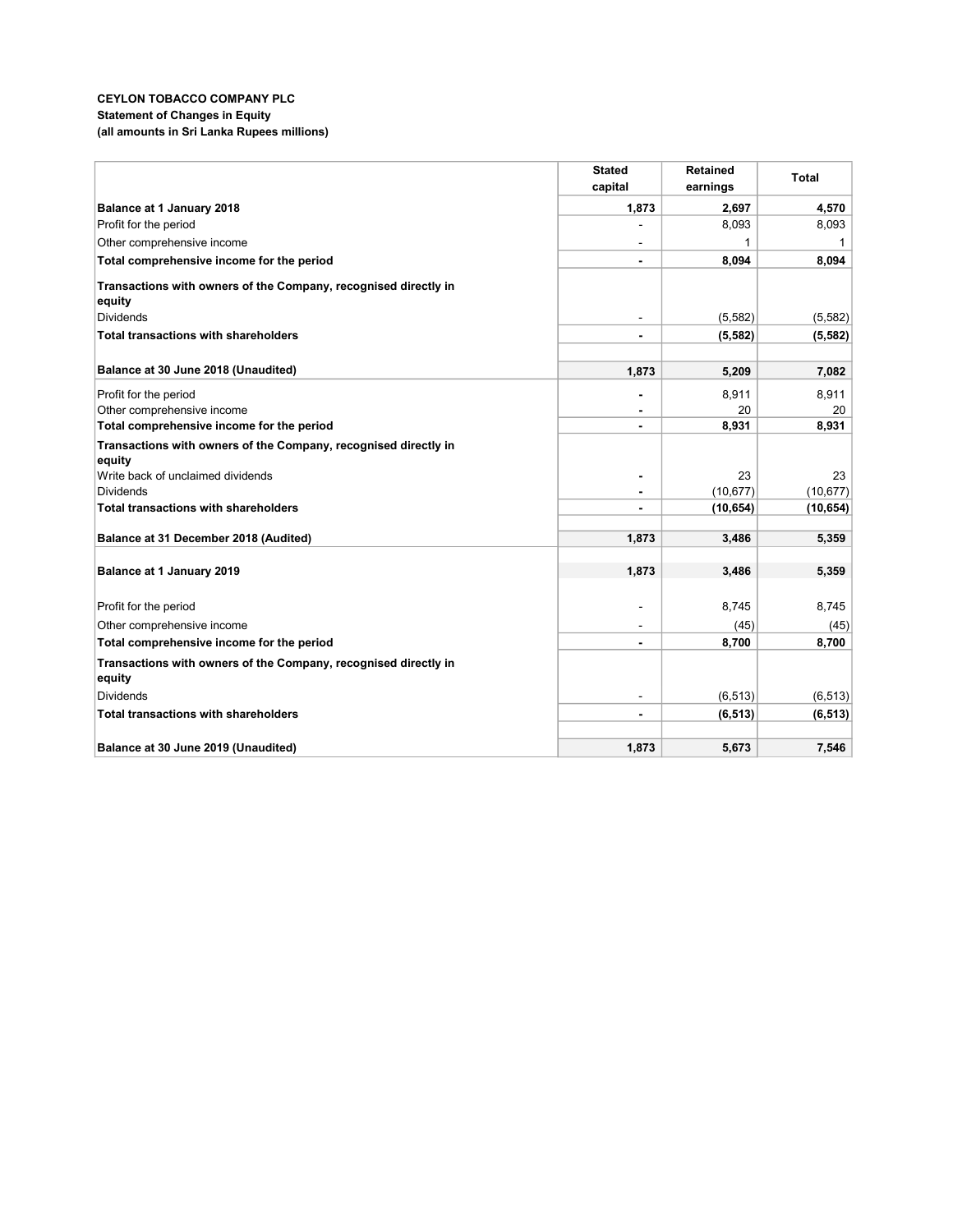**CEYLON TOBACCO COMPANY PLC**
**Statement of Changes in Equity**
**(all amounts in Sri Lanka Rupees millions)**

| | Stated capital | Retained earnings | Total |
|---|---|---|---|
| **Balance at 1 January 2018** | **1,873** | **2,697** | **4,570** |
| Profit for the period | - | 8,093 | 8,093 |
| Other comprehensive income | - | 1 | 1 |
| **Total comprehensive income for the period** | **-** | **8,094** | **8,094** |
| **Transactions with owners of the Company, recognised directly in equity** | | | |
| Dividends | - | (5,582) | (5,582) |
| **Total transactions with shareholders** | **-** | **(5,582)** | **(5,582)** |
| **Balance at 30 June 2018 (Unaudited)** | **1,873** | **5,209** | **7,082** |
| Profit for the period | - | 8,911 | 8,911 |
| Other comprehensive income | - | 20 | 20 |
| **Total comprehensive income for the period** | **-** | **8,931** | **8,931** |
| **Transactions with owners of the Company, recognised directly in equity** | | | |
| Write back of unclaimed dividends | - | 23 | 23 |
| Dividends | - | (10,677) | (10,677) |
| **Total transactions with shareholders** | **-** | **(10,654)** | **(10,654)** |
| **Balance at 31 December 2018 (Audited)** | **1,873** | **3,486** | **5,359** |
| **Balance at 1 January 2019** | **1,873** | **3,486** | **5,359** |
| Profit for the period | - | 8,745 | 8,745 |
| Other comprehensive income | - | (45) | (45) |
| **Total comprehensive income for the period** | **-** | **8,700** | **8,700** |
| **Transactions with owners of the Company, recognised directly in equity** | | | |
| Dividends | - | (6,513) | (6,513) |
| **Total transactions with shareholders** | **-** | **(6,513)** | **(6,513)** |
| **Balance at 30 June 2019 (Unaudited)** | **1,873** | **5,673** | **7,546** |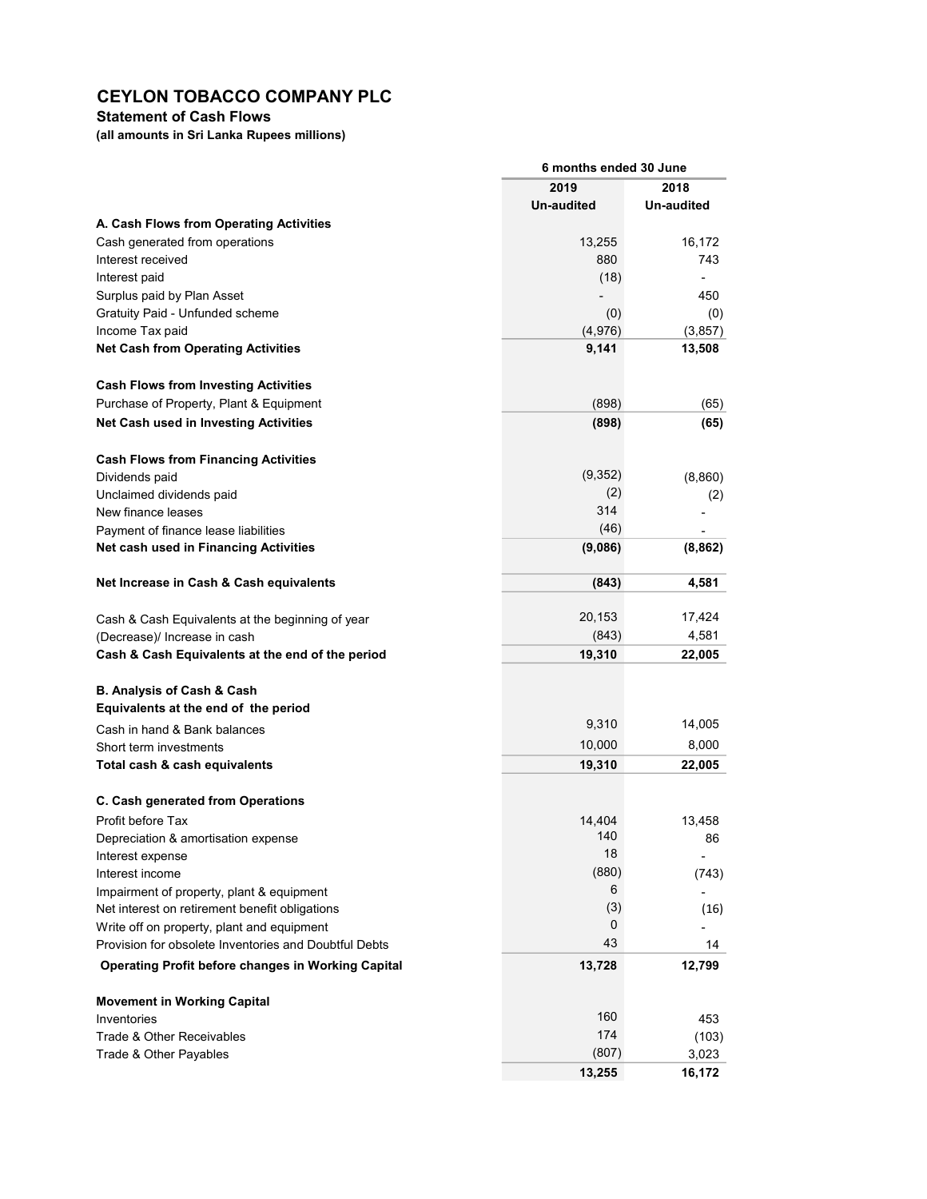# CEYLON TOBACCO COMPANY PLC

**Statement of Cash Flows**

**(all amounts in Sri Lanka Rupees millions)**

| | 6 months ended 30 June | |
|---|---|---|
| | **2019** | **2018** |
| | **Un-audited** | **Un-audited** |
| **A. Cash Flows from Operating Activities** | | |
| Cash generated from operations | 13,255 | 16,172 |
| Interest received | 880 | 743 |
| Interest paid | (18) | - |
| Surplus paid by Plan Asset | - | 450 |
| Gratuity Paid - Unfunded scheme | (0) | (0) |
| Income Tax paid | (4,976) | (3,857) |
| **Net Cash from Operating Activities** | **9,141** | **13,508** |
| | | |
| **Cash Flows from Investing Activities** | | |
| Purchase of Property, Plant & Equipment | (898) | (65) |
| **Net Cash used in Investing Activities** | **(898)** | **(65)** |
| | | |
| **Cash Flows from Financing Activities** | | |
| Dividends paid | (9,352) | (8,860) |
| Unclaimed dividends paid | (2) | (2) |
| New finance leases | 314 | - |
| Payment of finance lease liabilities | (46) | - |
| **Net cash used in Financing Activities** | **(9,086)** | **(8,862)** |
| | | |
| **Net Increase in Cash & Cash equivalents** | **(843)** | **4,581** |
| | | |
| Cash & Cash Equivalents at the beginning of year | 20,153 | 17,424 |
| (Decrease)/ Increase in cash | (843) | 4,581 |
| **Cash & Cash Equivalents at the end of the period** | **19,310** | **22,005** |
| | | |
| **B. Analysis of Cash & Cash Equivalents at the end of the period** | | |
| Cash in hand & Bank balances | 9,310 | 14,005 |
| Short term investments | 10,000 | 8,000 |
| **Total cash & cash equivalents** | **19,310** | **22,005** |
| | | |
| **C. Cash generated from Operations** | | |
| Profit before Tax | 14,404 | 13,458 |
| Depreciation & amortisation expense | 140 | 86 |
| Interest expense | 18 | - |
| Interest income | (880) | (743) |
| Impairment of property, plant & equipment | 6 | - |
| Net interest on retirement benefit obligations | (3) | (16) |
| Write off on property, plant and equipment | 0 | - |
| Provision for obsolete Inventories and Doubtful Debts | 43 | 14 |
| **Operating Profit before changes in Working Capital** | **13,728** | **12,799** |
| | | |
| **Movement in Working Capital** | | |
| Inventories | 160 | 453 |
| Trade & Other Receivables | 174 | (103) |
| Trade & Other Payables | (807) | 3,023 |
| | **13,255** | **16,172** |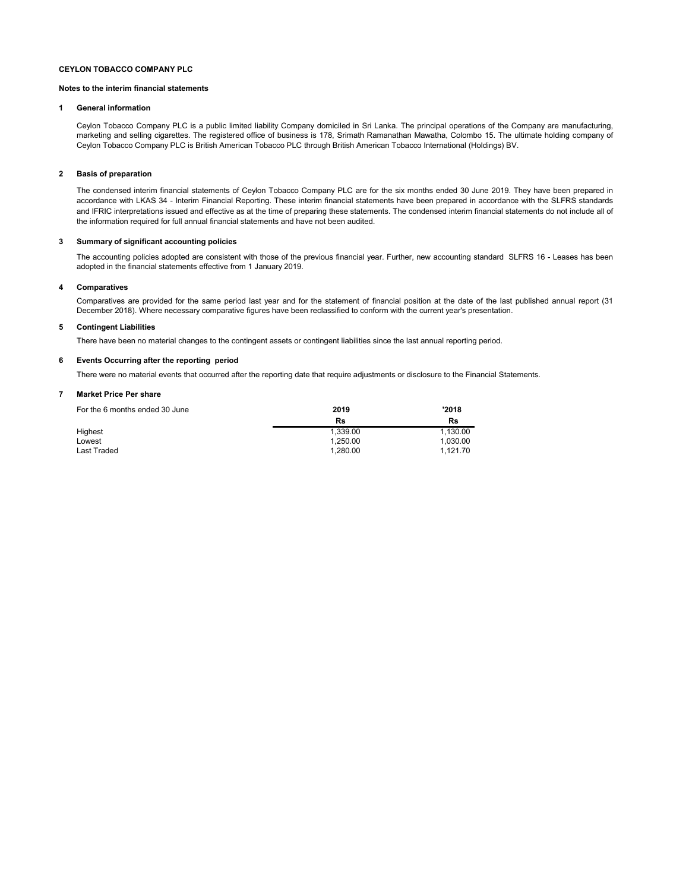**CEYLON TOBACCO COMPANY PLC**

**Notes to the interim financial statements**

## 1 General information

Ceylon Tobacco Company PLC is a public limited liability Company domiciled in Sri Lanka. The principal operations of the Company are manufacturing, marketing and selling cigarettes. The registered office of business is 178, Srimath Ramanathan Mawatha, Colombo 15. The ultimate holding company of Ceylon Tobacco Company PLC is British American Tobacco PLC through British American Tobacco International (Holdings) BV.

## 2 Basis of preparation

The condensed interim financial statements of Ceylon Tobacco Company PLC are for the six months ended 30 June 2019. They have been prepared in accordance with LKAS 34 - Interim Financial Reporting. These interim financial statements have been prepared in accordance with the SLFRS standards and IFRIC interpretations issued and effective as at the time of preparing these statements. The condensed interim financial statements do not include all of the information required for full annual financial statements and have not been audited.

## 3 Summary of significant accounting policies

The accounting policies adopted are consistent with those of the previous financial year. Further, new accounting standard SLFRS 16 - Leases has been adopted in the financial statements effective from 1 January 2019.

## 4 Comparatives

Comparatives are provided for the same period last year and for the statement of financial position at the date of the last published annual report (31 December 2018). Where necessary comparative figures have been reclassified to conform with the current year's presentation.

## 5 Contingent Liabilities

There have been no material changes to the contingent assets or contingent liabilities since the last annual reporting period.

## 6 Events Occurring after the reporting period

There were no material events that occurred after the reporting date that require adjustments or disclosure to the Financial Statements.

## 7 Market Price Per share

| For the 6 months ended 30 June | 2019 | '2018 |
|---|---|---|
| | Rs | Rs |
| Highest | 1,339.00 | 1,130.00 |
| Lowest | 1,250.00 | 1,030.00 |
| Last Traded | 1,280.00 | 1,121.70 |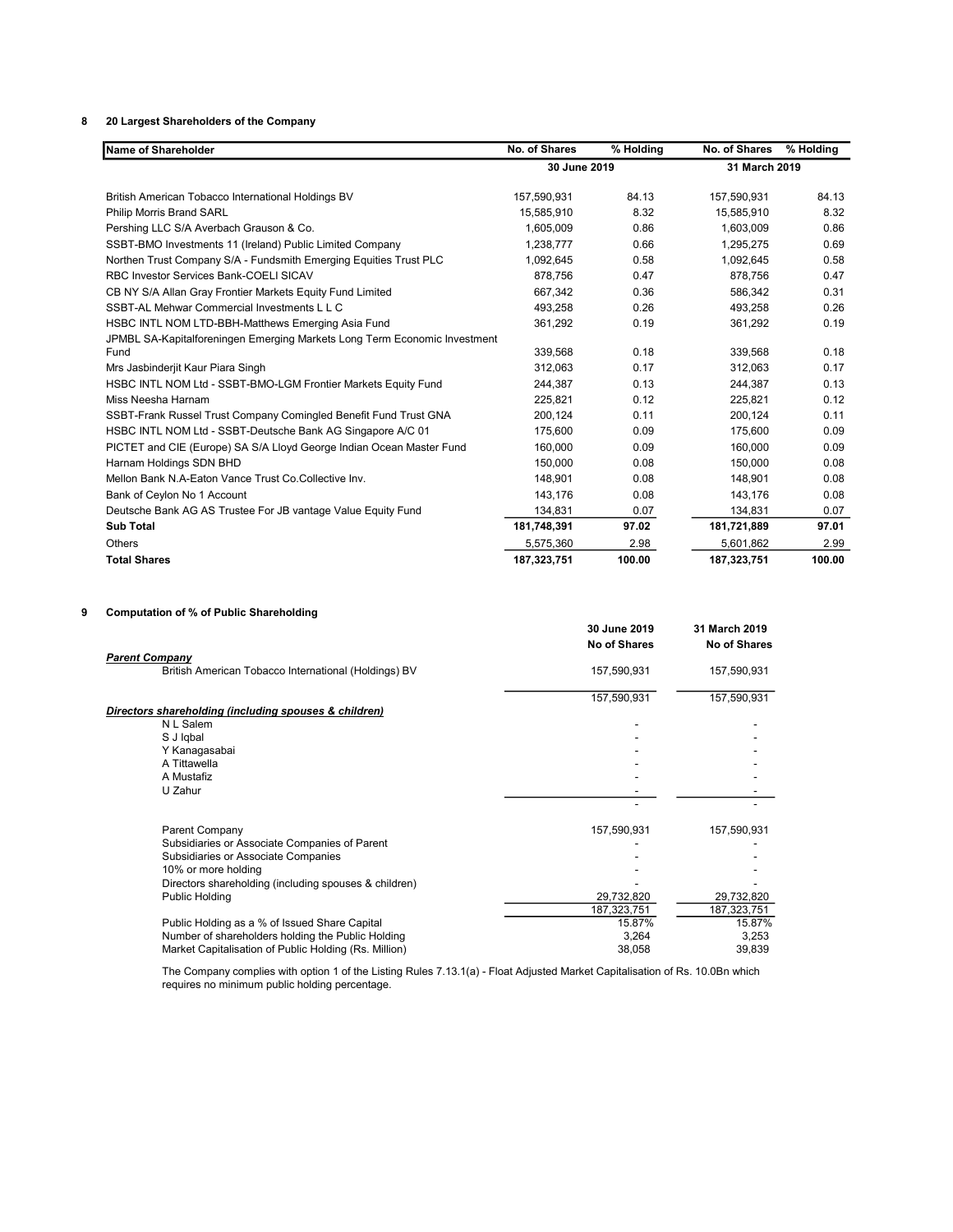## 8 20 Largest Shareholders of the Company

| Name of Shareholder | No. of Shares | % Holding | No. of Shares | % Holding |
|---|---|---|---|---|
| | 30 June 2019 | | 31 March 2019 | |
| British American Tobacco International Holdings BV | 157,590,931 | 84.13 | 157,590,931 | 84.13 |
| Philip Morris Brand SARL | 15,585,910 | 8.32 | 15,585,910 | 8.32 |
| Pershing LLC S/A Averbach Grauson & Co. | 1,605,009 | 0.86 | 1,603,009 | 0.86 |
| SSBT-BMO Investments 11 (Ireland) Public Limited Company | 1,238,777 | 0.66 | 1,295,275 | 0.69 |
| Northen Trust Company S/A - Fundsmith Emerging Equities Trust PLC | 1,092,645 | 0.58 | 1,092,645 | 0.58 |
| RBC Investor Services Bank-COELI SICAV | 878,756 | 0.47 | 878,756 | 0.47 |
| CB NY S/A Allan Gray Frontier Markets Equity Fund Limited | 667,342 | 0.36 | 586,342 | 0.31 |
| SSBT-AL Mehwar Commercial Investments L L C | 493,258 | 0.26 | 493,258 | 0.26 |
| HSBC INTL NOM LTD-BBH-Matthews Emerging Asia Fund | 361,292 | 0.19 | 361,292 | 0.19 |
| JPMBL SA-Kapitalforeningen Emerging Markets Long Term Economic Investment Fund | 339,568 | 0.18 | 339,568 | 0.18 |
| Mrs Jasbinderjit Kaur Piara Singh | 312,063 | 0.17 | 312,063 | 0.17 |
| HSBC INTL NOM Ltd - SSBT-BMO-LGM Frontier Markets Equity Fund | 244,387 | 0.13 | 244,387 | 0.13 |
| Miss Neesha Harnam | 225,821 | 0.12 | 225,821 | 0.12 |
| SSBT-Frank Russel Trust Company Comingled Benefit Fund Trust GNA | 200,124 | 0.11 | 200,124 | 0.11 |
| HSBC INTL NOM Ltd - SSBT-Deutsche Bank AG Singapore A/C 01 | 175,600 | 0.09 | 175,600 | 0.09 |
| PICTET and CIE (Europe) SA S/A Lloyd George Indian Ocean Master Fund | 160,000 | 0.09 | 160,000 | 0.09 |
| Harnam Holdings SDN BHD | 150,000 | 0.08 | 150,000 | 0.08 |
| Mellon Bank N.A-Eaton Vance Trust Co.Collective Inv. | 148,901 | 0.08 | 148,901 | 0.08 |
| Bank of Ceylon No 1 Account | 143,176 | 0.08 | 143,176 | 0.08 |
| Deutsche Bank AG AS Trustee For JB vantage Value Equity Fund | 134,831 | 0.07 | 134,831 | 0.07 |
| **Sub Total** | **181,748,391** | **97.02** | **181,721,889** | **97.01** |
| Others | 5,575,360 | 2.98 | 5,601,862 | 2.99 |
| **Total Shares** | **187,323,751** | **100.00** | **187,323,751** | **100.00** |

## 9 Computation of % of Public Shareholding

| | 30 June 2019 No of Shares | 31 March 2019 No of Shares |
|---|---|---|
| ***Parent Company*** | | |
| British American Tobacco International (Holdings) BV | 157,590,931 | 157,590,931 |
| | 157,590,931 | 157,590,931 |
| ***Directors shareholding (including spouses & children)*** | | |
| N L Salem | - | - |
| S J Iqbal | - | - |
| Y Kanagasabai | - | - |
| A Tittawella | - | - |
| A Mustafiz | - | - |
| U Zahur | - | - |
| | - | - |
| Parent Company | 157,590,931 | 157,590,931 |
| Subsidiaries or Associate Companies of Parent | - | - |
| Subsidiaries or Associate Companies | - | - |
| 10% or more holding | - | - |
| Directors shareholding (including spouses & children) | - | - |
| Public Holding | 29,732,820 | 29,732,820 |
| | 187,323,751 | 187,323,751 |
| Public Holding as a % of Issued Share Capital | 15.87% | 15.87% |
| Number of shareholders holding the Public Holding | 3,264 | 3,253 |
| Market Capitalisation of Public Holding (Rs. Million) | 38,058 | 39,839 |

The Company complies with option 1 of the Listing Rules 7.13.1(a) - Float Adjusted Market Capitalisation of Rs. 10.0Bn which requires no minimum public holding percentage.